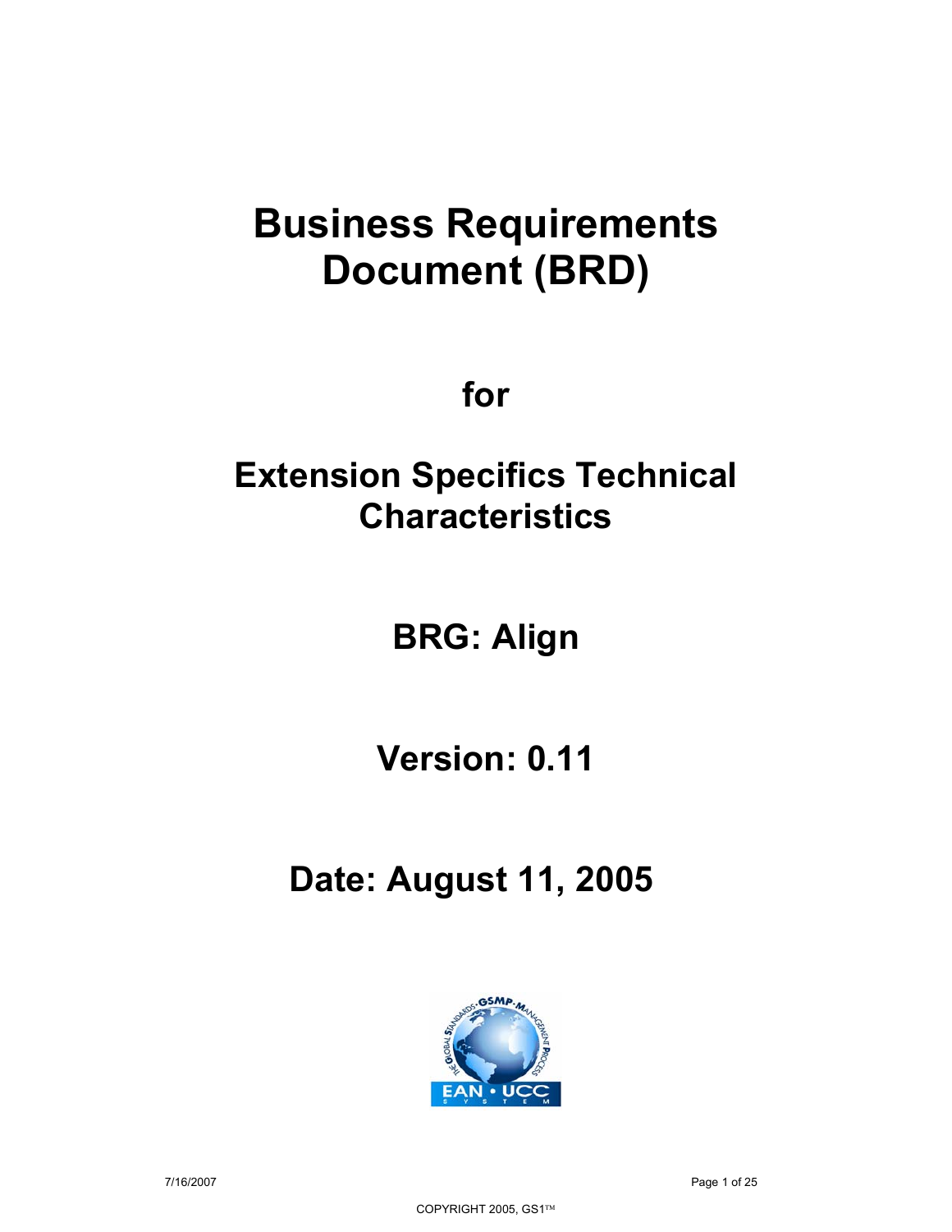# Business Requirements Document (BRD)

## for

## Extension Specifics Technical Characteristics

## BRG: Align

## Version: 0.11

## Date: August 11, 2005

COPYRIGHT 2005, GS1™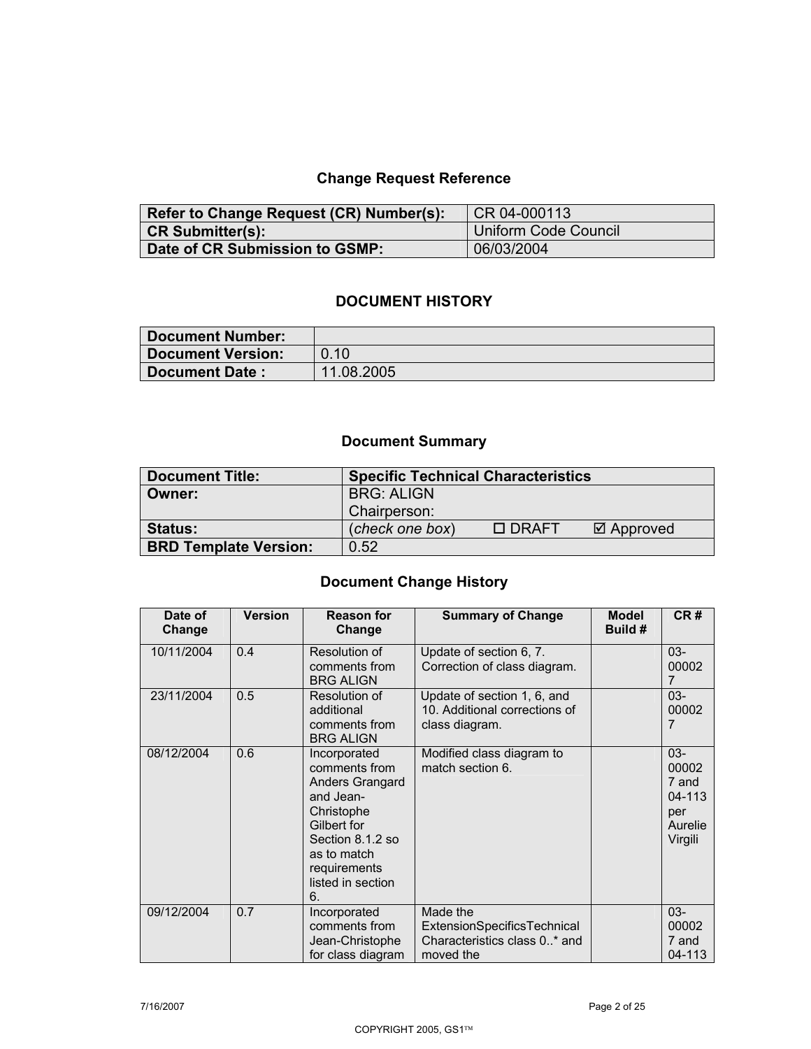## Change Request Reference

| Refer to Change Request (CR) Number(s): | CR 04-000113 |
|---|---|
| CR Submitter(s): | Uniform Code Council |
| Date of CR Submission to GSMP: | 06/03/2004 |

## DOCUMENT HISTORY

| Document Number: | |
|---|---|
| Document Version: | 0.10 |
| Document Date : | 11.08.2005 |

## Document Summary

| Document Title: | Specific Technical Characteristics |
|---|---|
| Owner: | BRG: ALIGN<br>Chairperson: |
| Status: | (*check one box*) ☐ DRAFT ☑ Approved |
| BRD Template Version: | 0.52 |

## Document Change History

| Date of Change | Version | Reason for Change | Summary of Change | Model Build # | CR # |
|---|---|---|---|---|---|
| 10/11/2004 | 0.4 | Resolution of comments from BRG ALIGN | Update of section 6, 7. Correction of class diagram. | | 03-000027 |
| 23/11/2004 | 0.5 | Resolution of additional comments from BRG ALIGN | Update of section 1, 6, and 10. Additional corrections of class diagram. | | 03-000027 |
| 08/12/2004 | 0.6 | Incorporated comments from Anders Grangard and Jean-Christophe Gilbert for Section 8.1.2 so as to match requirements listed in section 6. | Modified class diagram to match section 6. | | 03-000027 and 04-113 per Aurelie Virgili |
| 09/12/2004 | 0.7 | Incorporated comments from Jean-Christophe for class diagram | Made the ExtensionSpecificsTechnicalCharacteristics class 0..* and moved the | | 03-000027 and 04-113 |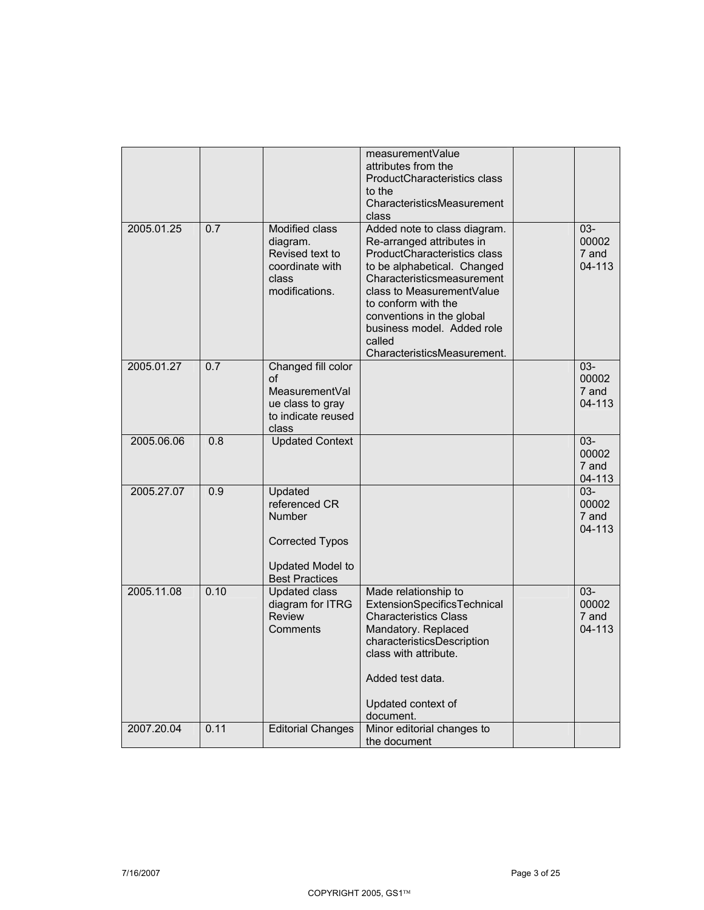| | | | | | |
|---|---|---|---|---|---|
| | | | measurementValue attributes from the ProductCharacteristics class to the CharacteristicsMeasurement class | | |
| 2005.01.25 | 0.7 | Modified class diagram. Revised text to coordinate with class modifications. | Added note to class diagram. Re-arranged attributes in ProductCharacteristics class to be alphabetical. Changed Characteristicsmeasurement class to MeasurementValue to conform with the conventions in the global business model. Added role called CharacteristicsMeasurement. | | 03-000027 and 04-113 |
| 2005.01.27 | 0.7 | Changed fill color of MeasurementValue class to gray to indicate reused class | | | 03-000027 and 04-113 |
| 2005.06.06 | 0.8 | Updated Context | | | 03-000027 and 04-113 |
| 2005.27.07 | 0.9 | Updated referenced CR Number<br><br>Corrected Typos<br><br>Updated Model to Best Practices | | | 03-000027 and 04-113 |
| 2005.11.08 | 0.10 | Updated class diagram for ITRG Review Comments | Made relationship to ExtensionSpecificsTechnical Characteristics Class Mandatory. Replaced characteristicsDescription class with attribute.<br><br>Added test data.<br><br>Updated context of document. | | 03-000027 and 04-113 |
| 2007.20.04 | 0.11 | Editorial Changes | Minor editorial changes to the document | | |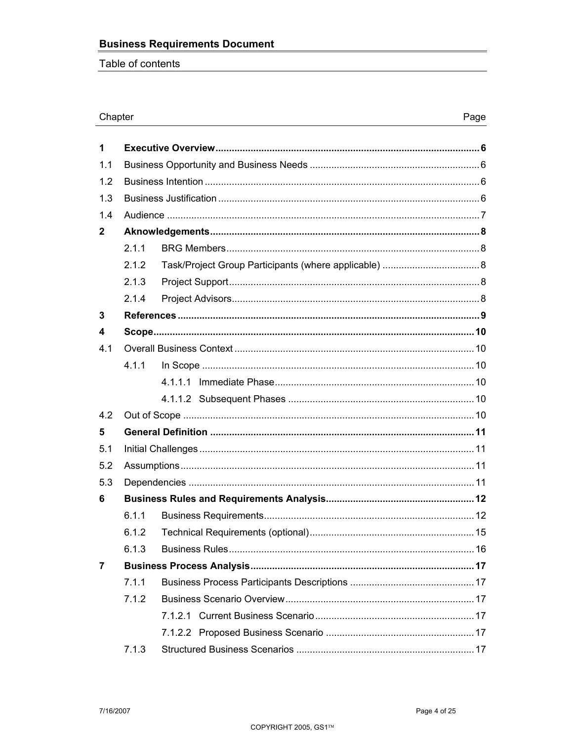## Table of contents

| Chapter | | Page |
|---|---|---|
| **1** | **Executive Overview** | **6** |
| 1.1 | Business Opportunity and Business Needs | 6 |
| 1.2 | Business Intention | 6 |
| 1.3 | Business Justification | 6 |
| 1.4 | Audience | 7 |
| **2** | **Aknowledgements** | **8** |
| | 2.1.1 BRG Members | 8 |
| | 2.1.2 Task/Project Group Participants (where applicable) | 8 |
| | 2.1.3 Project Support | 8 |
| | 2.1.4 Project Advisors | 8 |
| **3** | **References** | **9** |
| **4** | **Scope** | **10** |
| 4.1 | Overall Business Context | 10 |
| | 4.1.1 In Scope | 10 |
| | 4.1.1.1 Immediate Phase | 10 |
| | 4.1.1.2 Subsequent Phases | 10 |
| 4.2 | Out of Scope | 10 |
| **5** | **General Definition** | **11** |
| 5.1 | Initial Challenges | 11 |
| 5.2 | Assumptions | 11 |
| 5.3 | Dependencies | 11 |
| **6** | **Business Rules and Requirements Analysis** | **12** |
| | 6.1.1 Business Requirements | 12 |
| | 6.1.2 Technical Requirements (optional) | 15 |
| | 6.1.3 Business Rules | 16 |
| **7** | **Business Process Analysis** | **17** |
| | 7.1.1 Business Process Participants Descriptions | 17 |
| | 7.1.2 Business Scenario Overview | 17 |
| | 7.1.2.1 Current Business Scenario | 17 |
| | 7.1.2.2 Proposed Business Scenario | 17 |
| | 7.1.3 Structured Business Scenarios | 17 |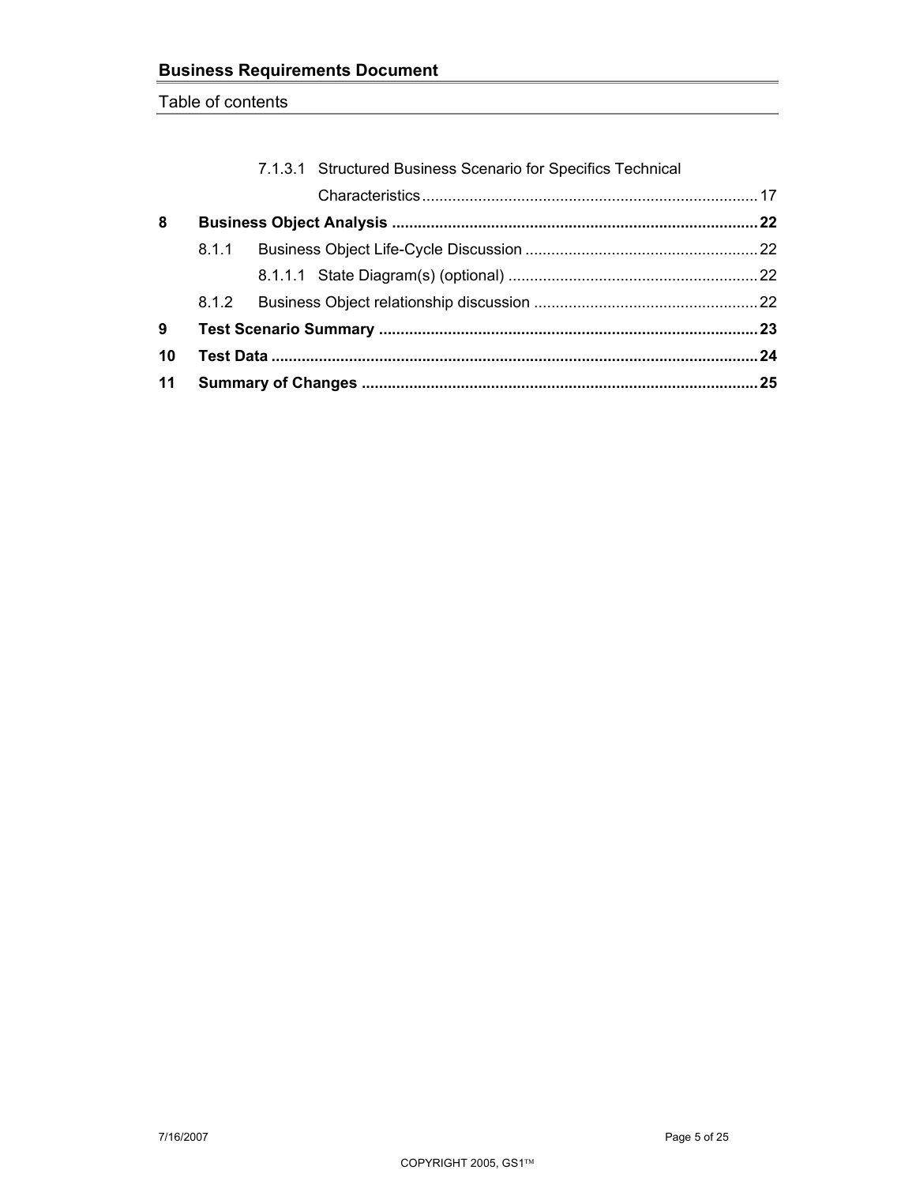Table of contents

7.1.3.1 Structured Business Scenario for Specifics Technical Characteristics ..... 17

**8 Business Object Analysis ..... 22**

8.1.1 Business Object Life-Cycle Discussion ..... 22

8.1.1.1 State Diagram(s) (optional) ..... 22

8.1.2 Business Object relationship discussion ..... 22

**9 Test Scenario Summary ..... 23**

**10 Test Data ..... 24**

**11 Summary of Changes ..... 25**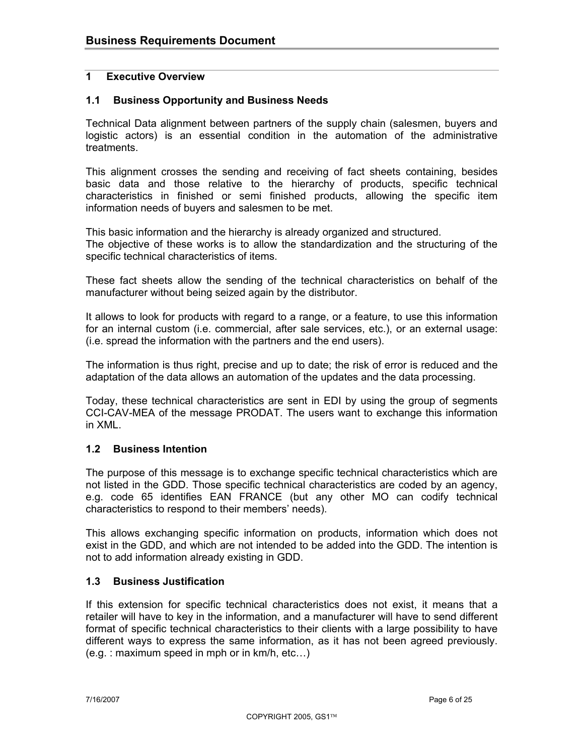# 1 Executive Overview

## 1.1 Business Opportunity and Business Needs

Technical Data alignment between partners of the supply chain (salesmen, buyers and logistic actors) is an essential condition in the automation of the administrative treatments.

This alignment crosses the sending and receiving of fact sheets containing, besides basic data and those relative to the hierarchy of products, specific technical characteristics in finished or semi finished products, allowing the specific item information needs of buyers and salesmen to be met.

This basic information and the hierarchy is already organized and structured.
The objective of these works is to allow the standardization and the structuring of the specific technical characteristics of items.

These fact sheets allow the sending of the technical characteristics on behalf of the manufacturer without being seized again by the distributor.

It allows to look for products with regard to a range, or a feature, to use this information for an internal custom (i.e. commercial, after sale services, etc.), or an external usage: (i.e. spread the information with the partners and the end users).

The information is thus right, precise and up to date; the risk of error is reduced and the adaptation of the data allows an automation of the updates and the data processing.

Today, these technical characteristics are sent in EDI by using the group of segments CCI-CAV-MEA of the message PRODAT. The users want to exchange this information in XML.

## 1.2 Business Intention

The purpose of this message is to exchange specific technical characteristics which are not listed in the GDD. Those specific technical characteristics are coded by an agency, e.g. code 65 identifies EAN FRANCE (but any other MO can codify technical characteristics to respond to their members' needs).

This allows exchanging specific information on products, information which does not exist in the GDD, and which are not intended to be added into the GDD. The intention is not to add information already existing in GDD.

## 1.3 Business Justification

If this extension for specific technical characteristics does not exist, it means that a retailer will have to key in the information, and a manufacturer will have to send different format of specific technical characteristics to their clients with a large possibility to have different ways to express the same information, as it has not been agreed previously. (e.g. : maximum speed in mph or in km/h, etc…)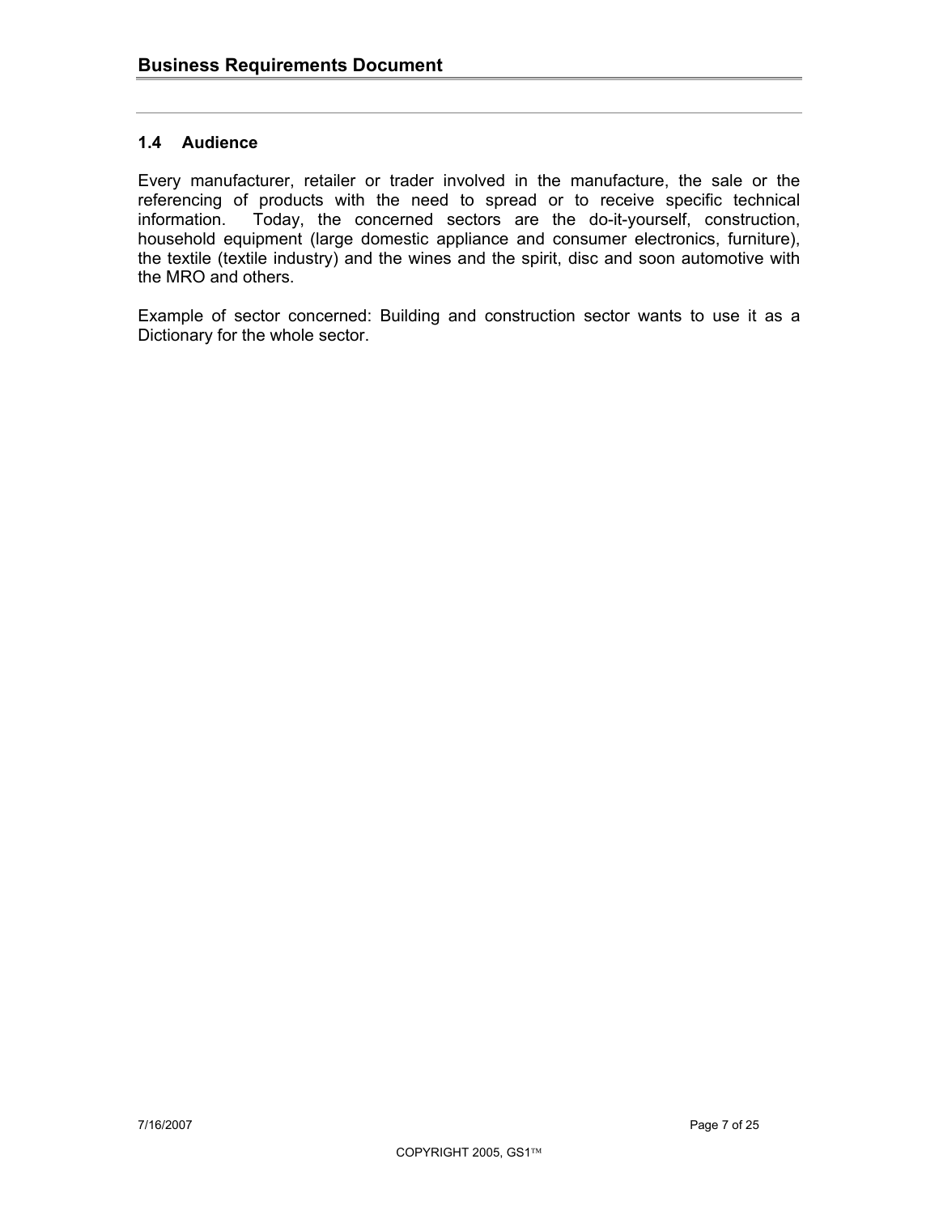## 1.4 Audience

Every manufacturer, retailer or trader involved in the manufacture, the sale or the referencing of products with the need to spread or to receive specific technical information. Today, the concerned sectors are the do-it-yourself, construction, household equipment (large domestic appliance and consumer electronics, furniture), the textile (textile industry) and the wines and the spirit, disc and soon automotive with the MRO and others.

Example of sector concerned: Building and construction sector wants to use it as a Dictionary for the whole sector.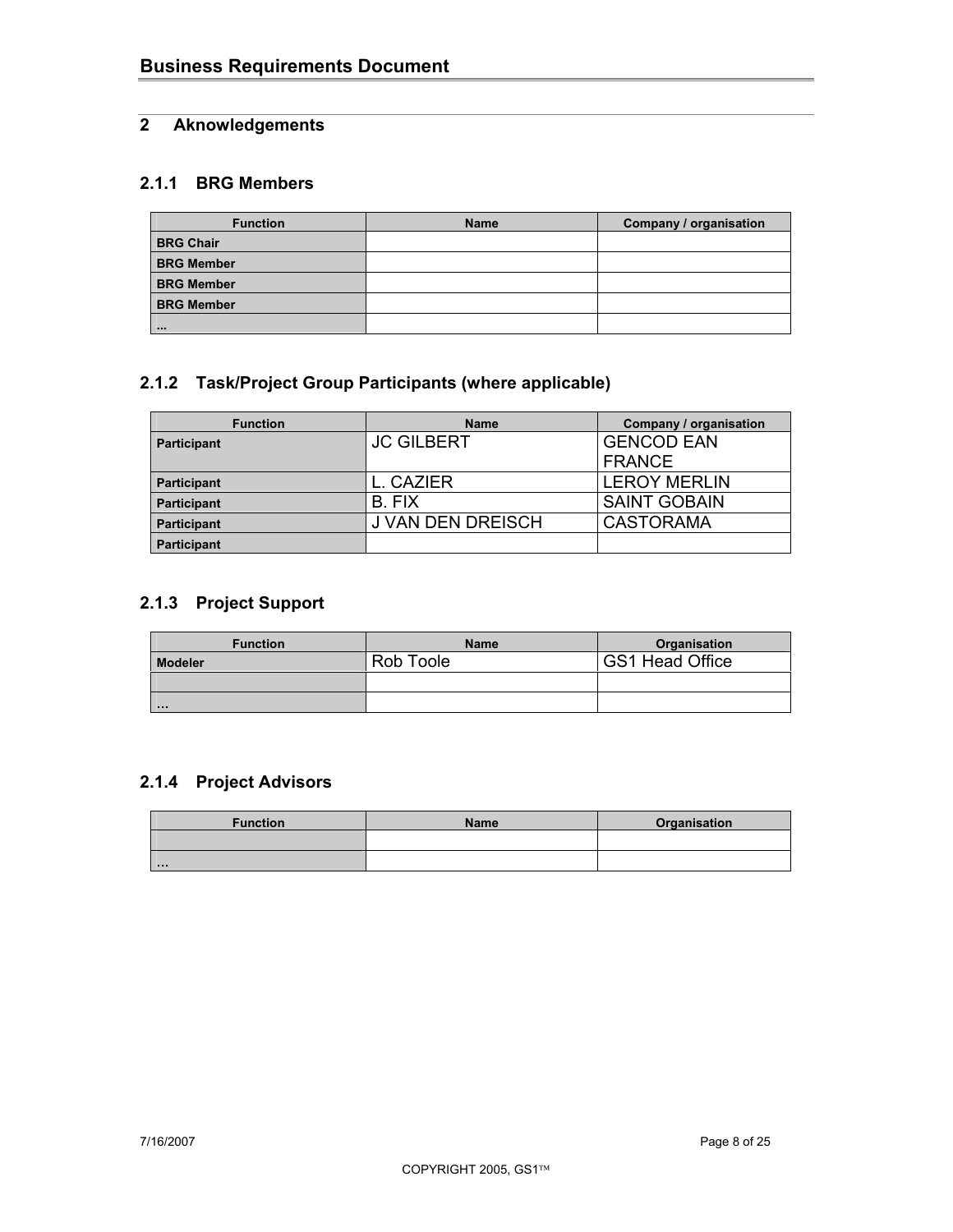## 2 Aknowledgements

### 2.1.1 BRG Members

| Function | Name | Company / organisation |
|---|---|---|
| **BRG Chair** | | |
| **BRG Member** | | |
| **BRG Member** | | |
| **BRG Member** | | |
| **...** | | |

### 2.1.2 Task/Project Group Participants (where applicable)

| Function | Name | Company / organisation |
|---|---|---|
| **Participant** | JC GILBERT | GENCOD EAN FRANCE |
| **Participant** | L. CAZIER | LEROY MERLIN |
| **Participant** | B. FIX | SAINT GOBAIN |
| **Participant** | J VAN DEN DREISCH | CASTORAMA |
| **Participant** | | |

### 2.1.3 Project Support

| Function | Name | Organisation |
|---|---|---|
| **Modeler** | Rob Toole | GS1 Head Office |
| | | |
| … | | |

### 2.1.4 Project Advisors

| Function | Name | Organisation |
|---|---|---|
| | | |
| … | | |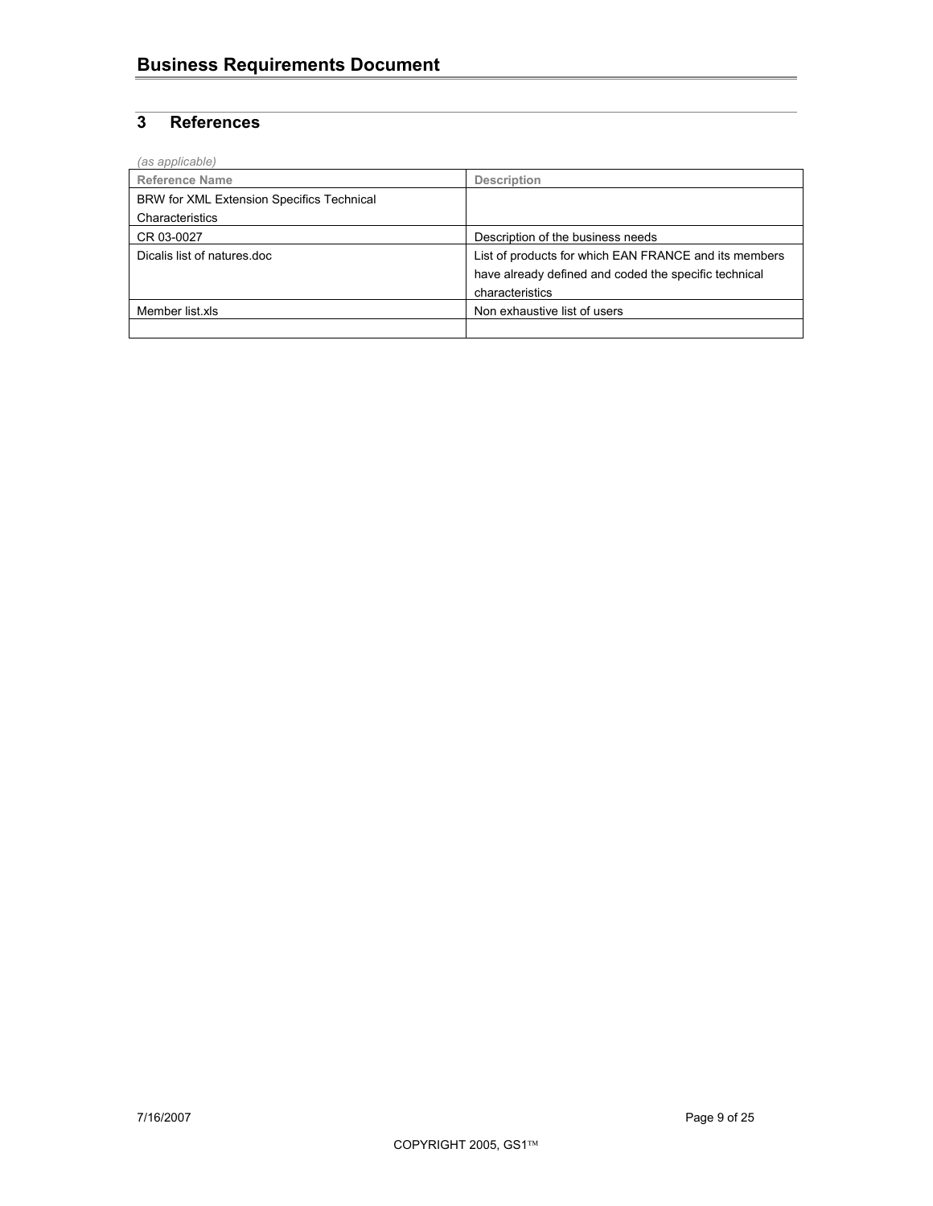## 3 References

*(as applicable)*

| Reference Name | Description |
|---|---|
| BRW for XML Extension Specifics Technical Characteristics | |
| CR 03-0027 | Description of the business needs |
| Dicalis list of natures.doc | List of products for which EAN FRANCE and its members have already defined and coded the specific technical characteristics |
| Member list.xls | Non exhaustive list of users |
| | |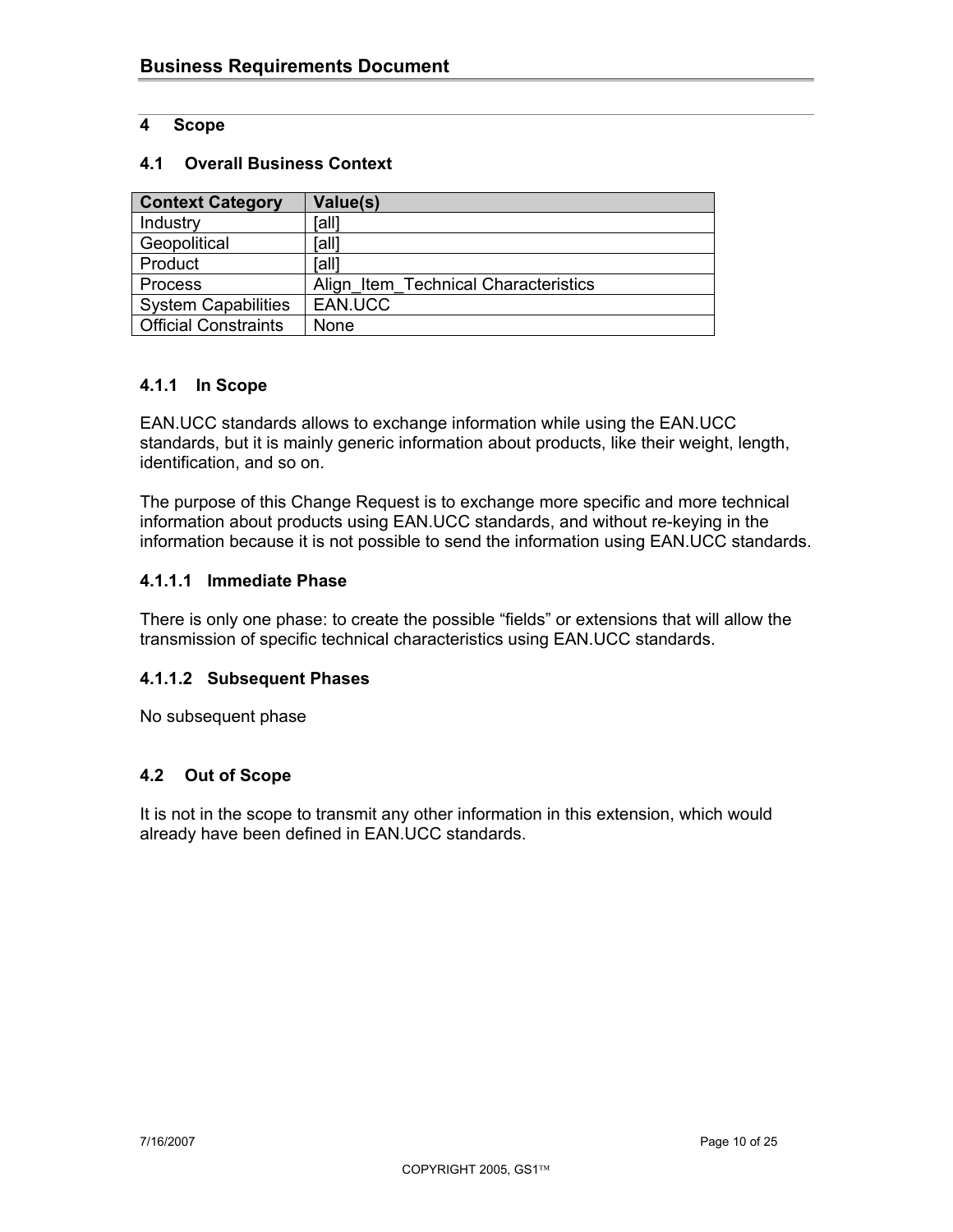## 4 Scope

### 4.1 Overall Business Context

| Context Category | Value(s) |
|---|---|
| Industry | [all] |
| Geopolitical | [all] |
| Product | [all] |
| Process | Align_Item_Technical Characteristics |
| System Capabilities | EAN.UCC |
| Official Constraints | None |

#### 4.1.1 In Scope

EAN.UCC standards allows to exchange information while using the EAN.UCC standards, but it is mainly generic information about products, like their weight, length, identification, and so on.

The purpose of this Change Request is to exchange more specific and more technical information about products using EAN.UCC standards, and without re-keying in the information because it is not possible to send the information using EAN.UCC standards.

##### 4.1.1.1 Immediate Phase

There is only one phase: to create the possible “fields” or extensions that will allow the transmission of specific technical characteristics using EAN.UCC standards.

##### 4.1.1.2 Subsequent Phases

No subsequent phase

### 4.2 Out of Scope

It is not in the scope to transmit any other information in this extension, which would already have been defined in EAN.UCC standards.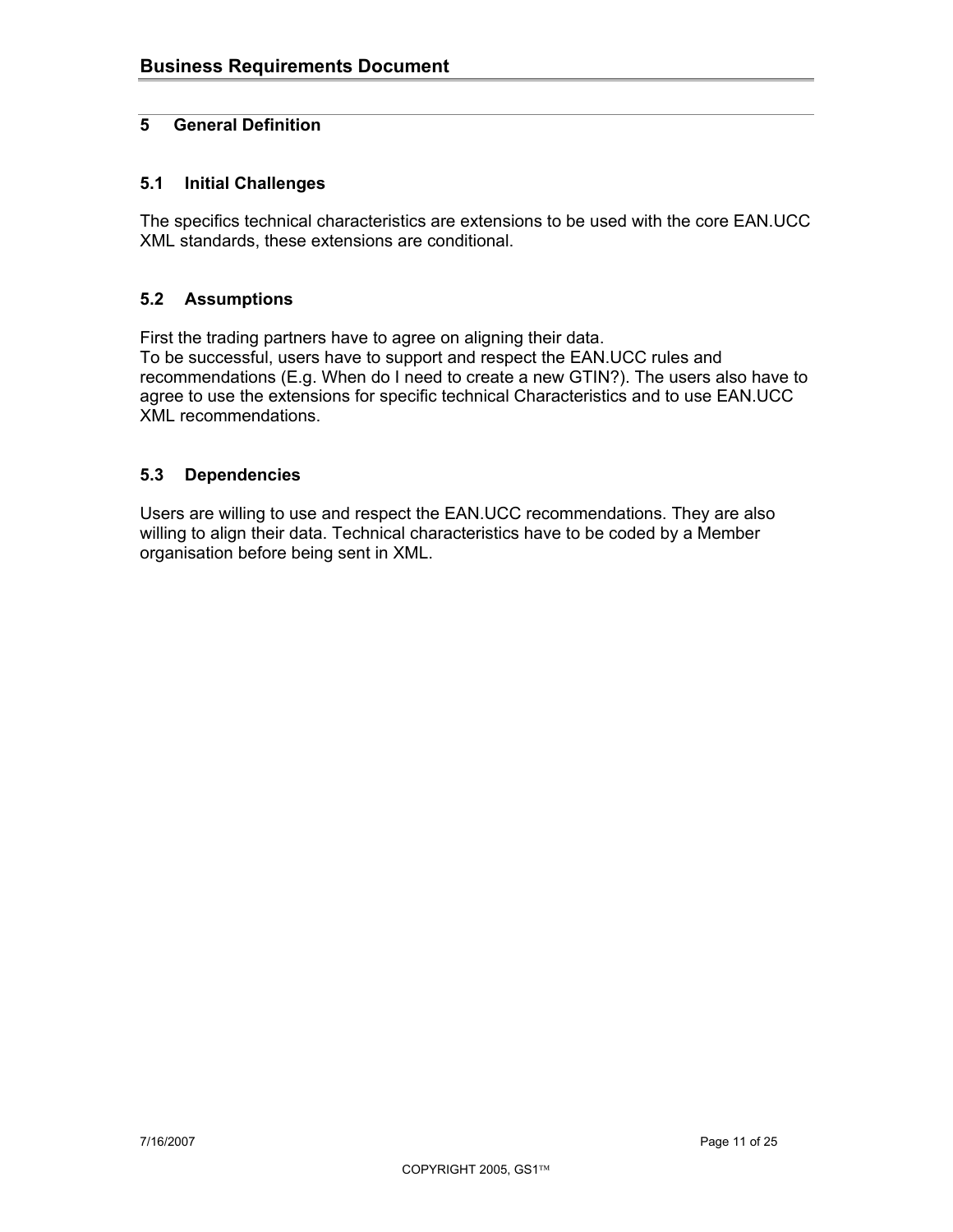## 5 General Definition

### 5.1 Initial Challenges

The specifics technical characteristics are extensions to be used with the core EAN.UCC XML standards, these extensions are conditional.

### 5.2 Assumptions

First the trading partners have to agree on aligning their data.
To be successful, users have to support and respect the EAN.UCC rules and recommendations (E.g. When do I need to create a new GTIN?). The users also have to agree to use the extensions for specific technical Characteristics and to use EAN.UCC XML recommendations.

### 5.3 Dependencies

Users are willing to use and respect the EAN.UCC recommendations. They are also willing to align their data. Technical characteristics have to be coded by a Member organisation before being sent in XML.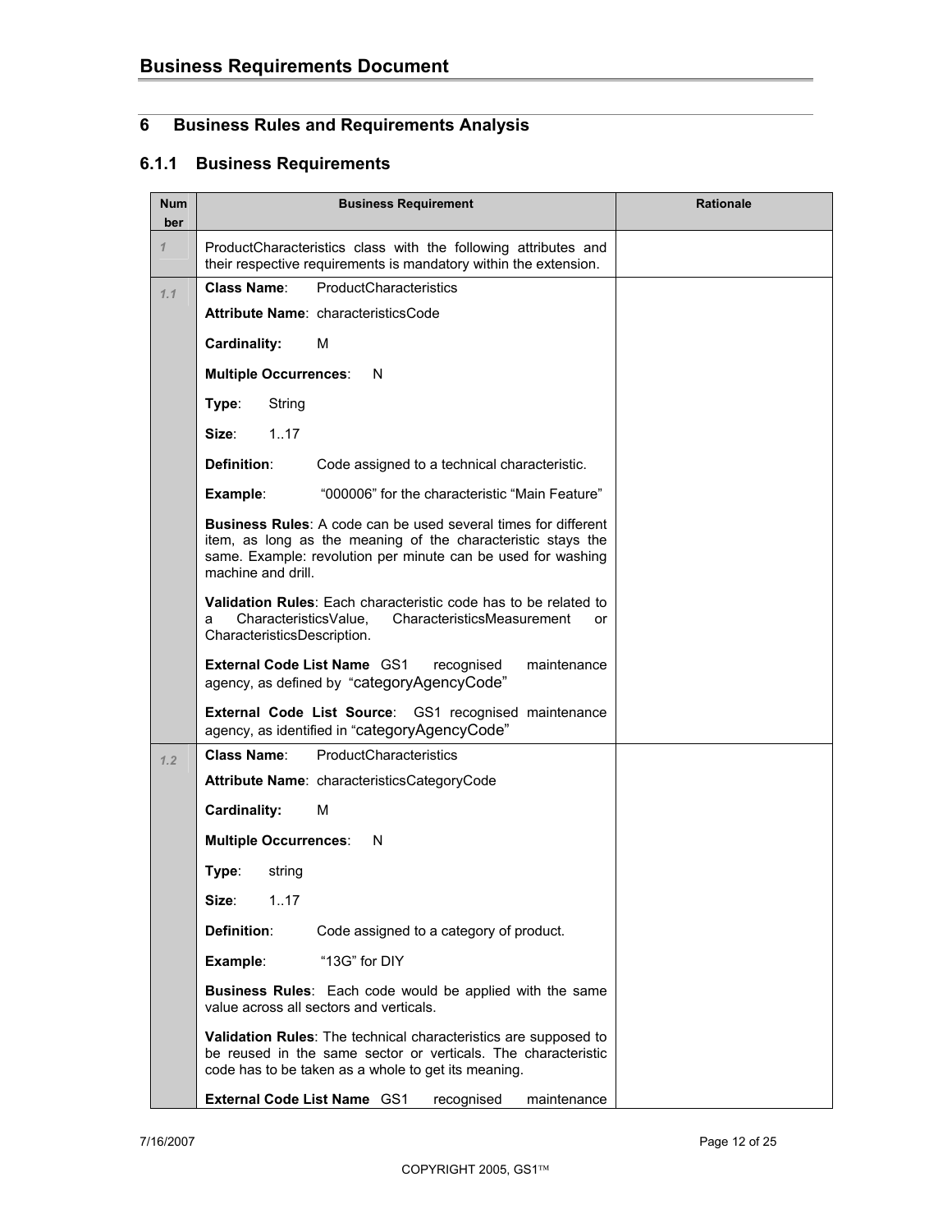## 6 Business Rules and Requirements Analysis

### 6.1.1 Business Requirements

| Number | Business Requirement | Rationale |
|---|---|---|
| *1* | ProductCharacteristics class with the following attributes and their respective requirements is mandatory within the extension. | |
| *1.1* | **Class Name**: ProductCharacteristics<br>**Attribute Name**: characteristicsCode<br>**Cardinality:** M<br>**Multiple Occurrences**: N<br>**Type**: String<br>**Size**: 1..17<br>**Definition**: Code assigned to a technical characteristic.<br>**Example**: "000006" for the characteristic "Main Feature"<br>**Business Rules**: A code can be used several times for different item, as long as the meaning of the characteristic stays the same. Example: revolution per minute can be used for washing machine and drill.<br>**Validation Rules**: Each characteristic code has to be related to a CharacteristicsValue, CharacteristicsMeasurement or CharacteristicsDescription.<br>**External Code List Name** GS1 recognised maintenance agency, as defined by "categoryAgencyCode"<br>**External Code List Source**: GS1 recognised maintenance agency, as identified in "categoryAgencyCode" | |
| *1.2* | **Class Name**: ProductCharacteristics<br>**Attribute Name**: characteristicsCategoryCode<br>**Cardinality:** M<br>**Multiple Occurrences**: N<br>**Type**: string<br>**Size**: 1..17<br>**Definition**: Code assigned to a category of product.<br>**Example**: "13G" for DIY<br>**Business Rules**: Each code would be applied with the same value across all sectors and verticals.<br>**Validation Rules**: The technical characteristics are supposed to be reused in the same sector or verticals. The characteristic code has to be taken as a whole to get its meaning.<br>**External Code List Name** GS1 recognised maintenance | |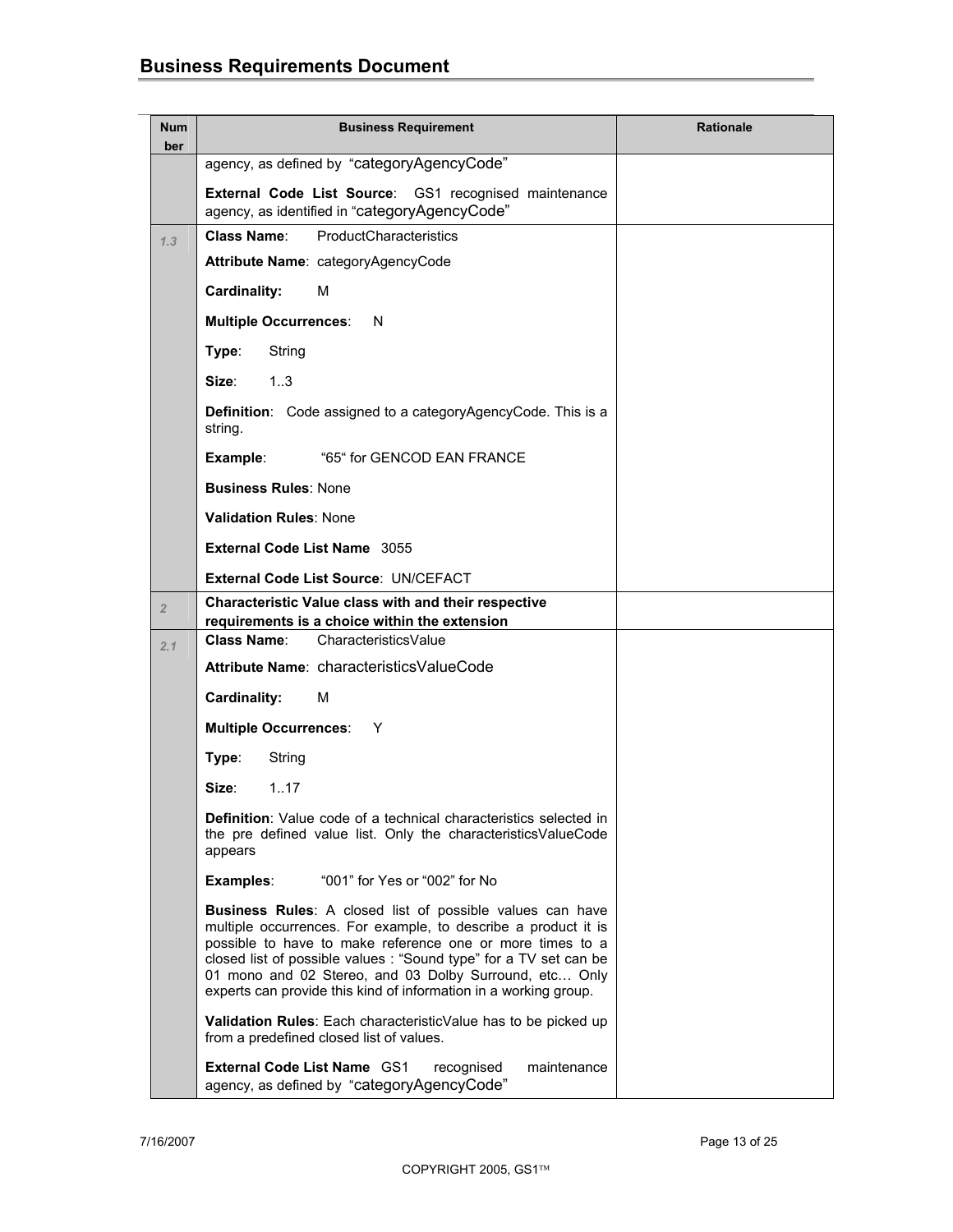| Number | Business Requirement | Rationale |
|---|---|---|
| | agency, as defined by "categoryAgencyCode"<br><br>**External Code List Source**: GS1 recognised maintenance agency, as identified in "categoryAgencyCode" | |
| 1.3 | **Class Name**: ProductCharacteristics<br><br>**Attribute Name**: categoryAgencyCode<br><br>**Cardinality:** M<br><br>**Multiple Occurrences**: N<br><br>**Type**: String<br><br>**Size**: 1..3<br><br>**Definition**: Code assigned to a categoryAgencyCode. This is a string.<br><br>**Example**: "65" for GENCOD EAN FRANCE<br><br>**Business Rules**: None<br><br>**Validation Rules**: None<br><br>**External Code List Name** 3055<br><br>**External Code List Source**: UN/CEFACT | |
| 2 | **Characteristic Value class with and their respective requirements is a choice within the extension** | |
| 2.1 | **Class Name**: CharacteristicsValue<br><br>**Attribute Name**: characteristicsValueCode<br><br>**Cardinality:** M<br><br>**Multiple Occurrences**: Y<br><br>**Type**: String<br><br>**Size**: 1..17<br><br>**Definition**: Value code of a technical characteristics selected in the pre defined value list. Only the characteristicsValueCode appears<br><br>**Examples**: "001" for Yes or "002" for No<br><br>**Business Rules**: A closed list of possible values can have multiple occurrences. For example, to describe a product it is possible to have to make reference one or more times to a closed list of possible values : "Sound type" for a TV set can be 01 mono and 02 Stereo, and 03 Dolby Surround, etc… Only experts can provide this kind of information in a working group.<br><br>**Validation Rules**: Each characteristicValue has to be picked up from a predefined closed list of values.<br><br>**External Code List Name** GS1 recognised maintenance agency, as defined by "categoryAgencyCode" | |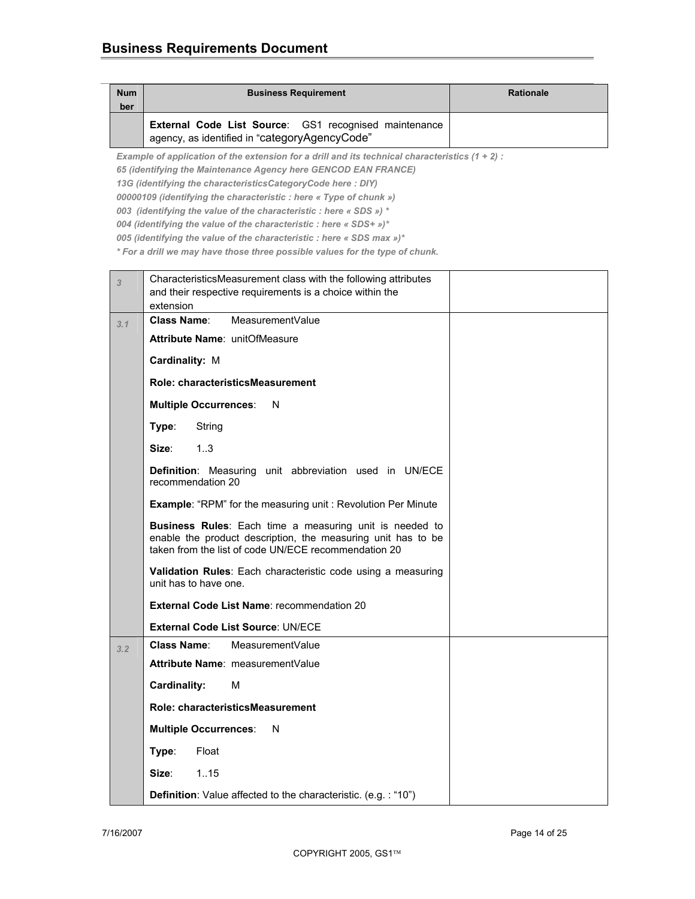| Number | Business Requirement | Rationale |
| --- | --- | --- |
| | **External Code List Source**: GS1 recognised maintenance agency, as identified in "categoryAgencyCode" | |

***Example of application of the extension for a drill and its technical characteristics (1 + 2) :***

***65 (identifying the Maintenance Agency here GENCOD EAN FRANCE)***

***13G (identifying the characteristicsCategoryCode here : DIY)***

***00000109 (identifying the characteristic : here « Type of chunk »)***

***003 (identifying the value of the characteristic : here « SDS ») \****

***004 (identifying the value of the characteristic : here « SDS+ »)\****

***005 (identifying the value of the characteristic : here « SDS max »)\****

***\* For a drill we may have those three possible values for the type of chunk.***

| Number | Business Requirement | Rationale |
| --- | --- | --- |
| *3* | CharacteristicsMeasurement class with the following attributes and their respective requirements is a choice within the extension | |
| *3.1* | **Class Name**: MeasurementValue<br><br>**Attribute Name**: unitOfMeasure<br><br>**Cardinality:** M<br><br>**Role: characteristicsMeasurement**<br><br>**Multiple Occurrences**: N<br><br>**Type**: String<br><br>**Size**: 1..3<br><br>**Definition**: Measuring unit abbreviation used in UN/ECE recommendation 20<br><br>**Example**: "RPM" for the measuring unit : Revolution Per Minute<br><br>**Business Rules**: Each time a measuring unit is needed to enable the product description, the measuring unit has to be taken from the list of code UN/ECE recommendation 20<br><br>**Validation Rules**: Each characteristic code using a measuring unit has to have one.<br><br>**External Code List Name**: recommendation 20<br><br>**External Code List Source**: UN/ECE | |
| *3.2* | **Class Name**: MeasurementValue<br><br>**Attribute Name**: measurementValue<br><br>**Cardinality:** M<br><br>**Role: characteristicsMeasurement**<br><br>**Multiple Occurrences**: N<br><br>**Type**: Float<br><br>**Size**: 1..15<br><br>**Definition**: Value affected to the characteristic. (e.g. : "10") | |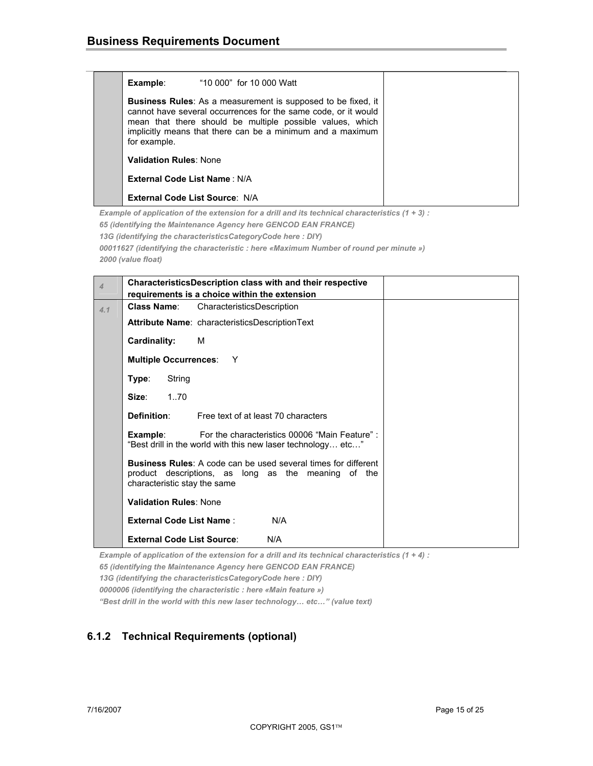| | | |
|---|---|---|
| | **Example**: "10 000" for 10 000 Watt<br><br>**Business Rules**: As a measurement is supposed to be fixed, it cannot have several occurrences for the same code, or it would mean that there should be multiple possible values, which implicitly means that there can be a minimum and a maximum for example.<br><br>**Validation Rules**: None<br><br>**External Code List Name** : N/A<br><br>**External Code List Source**: N/A | |

*Example of application of the extension for a drill and its technical characteristics (1 + 3) :*

*65 (identifying the Maintenance Agency here GENCOD EAN FRANCE)*

*13G (identifying the characteristicsCategoryCode here : DIY)*

*00011627 (identifying the characteristic : here «Maximum Number of round per minute »)*

*2000 (value float)*

| | | |
|---|---|---|
| *4* | **CharacteristicsDescription class with and their respective requirements is a choice within the extension** | |
| *4.1* | **Class Name**: CharacteristicsDescription<br><br>**Attribute Name**: characteristicsDescriptionText<br><br>**Cardinality:** M<br><br>**Multiple Occurrences**: Y<br><br>**Type**: String<br><br>**Size**: 1..70<br><br>**Definition**: Free text of at least 70 characters<br><br>**Example**: For the characteristics 00006 "Main Feature" : "Best drill in the world with this new laser technology… etc…"<br><br>**Business Rules**: A code can be used several times for different product descriptions, as long as the meaning of the characteristic stay the same<br><br>**Validation Rules**: None<br><br>**External Code List Name** : N/A<br><br>**External Code List Source**: N/A | |

*Example of application of the extension for a drill and its technical characteristics (1 + 4) :*

*65 (identifying the Maintenance Agency here GENCOD EAN FRANCE)*

*13G (identifying the characteristicsCategoryCode here : DIY)*

*0000006 (identifying the characteristic : here «Main feature »)*

*"Best drill in the world with this new laser technology… etc…" (value text)*

### 6.1.2 Technical Requirements (optional)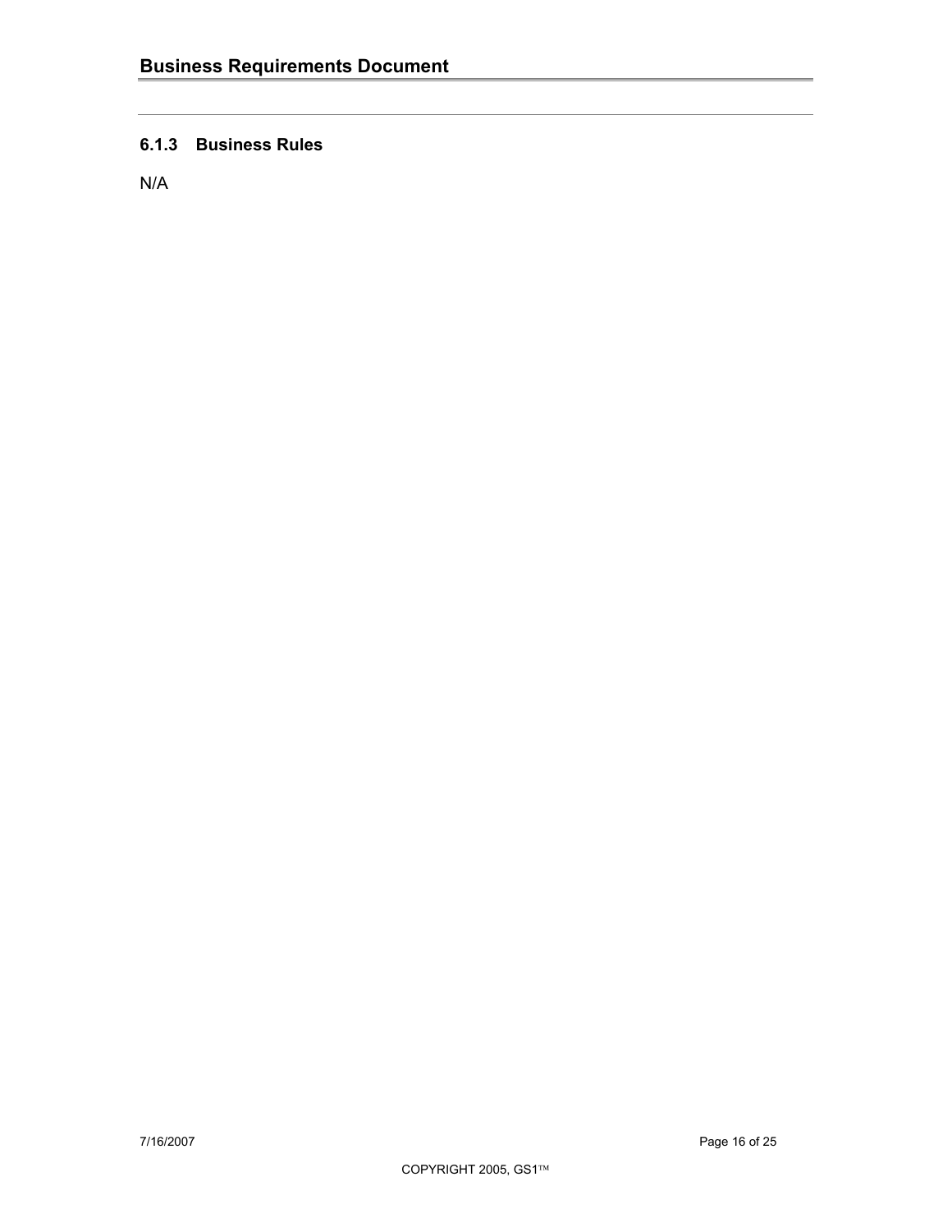### 6.1.3 Business Rules

N/A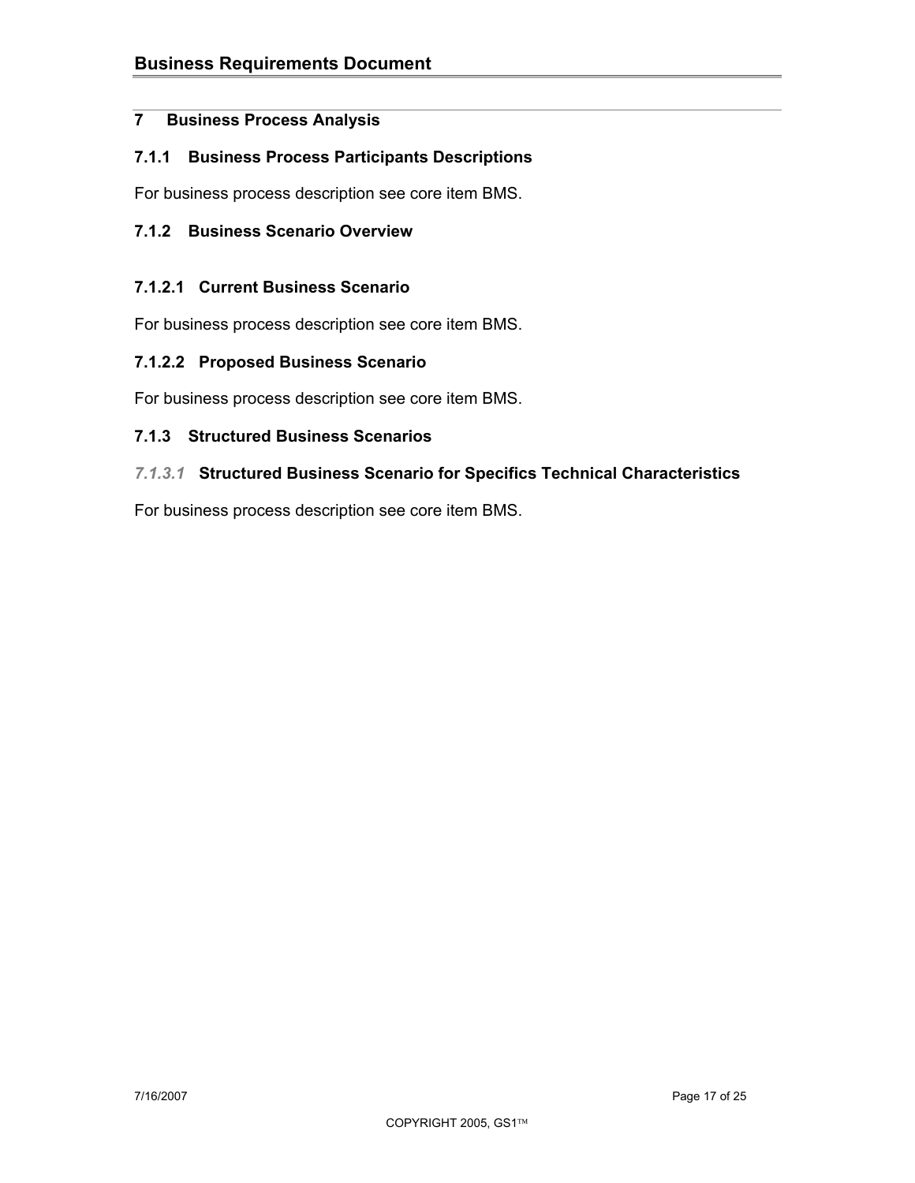# 7 Business Process Analysis

### 7.1.1 Business Process Participants Descriptions

For business process description see core item BMS.

### 7.1.2 Business Scenario Overview

#### 7.1.2.1 Current Business Scenario

For business process description see core item BMS.

#### 7.1.2.2 Proposed Business Scenario

For business process description see core item BMS.

### 7.1.3 Structured Business Scenarios

#### *7.1.3.1* Structured Business Scenario for Specifics Technical Characteristics

For business process description see core item BMS.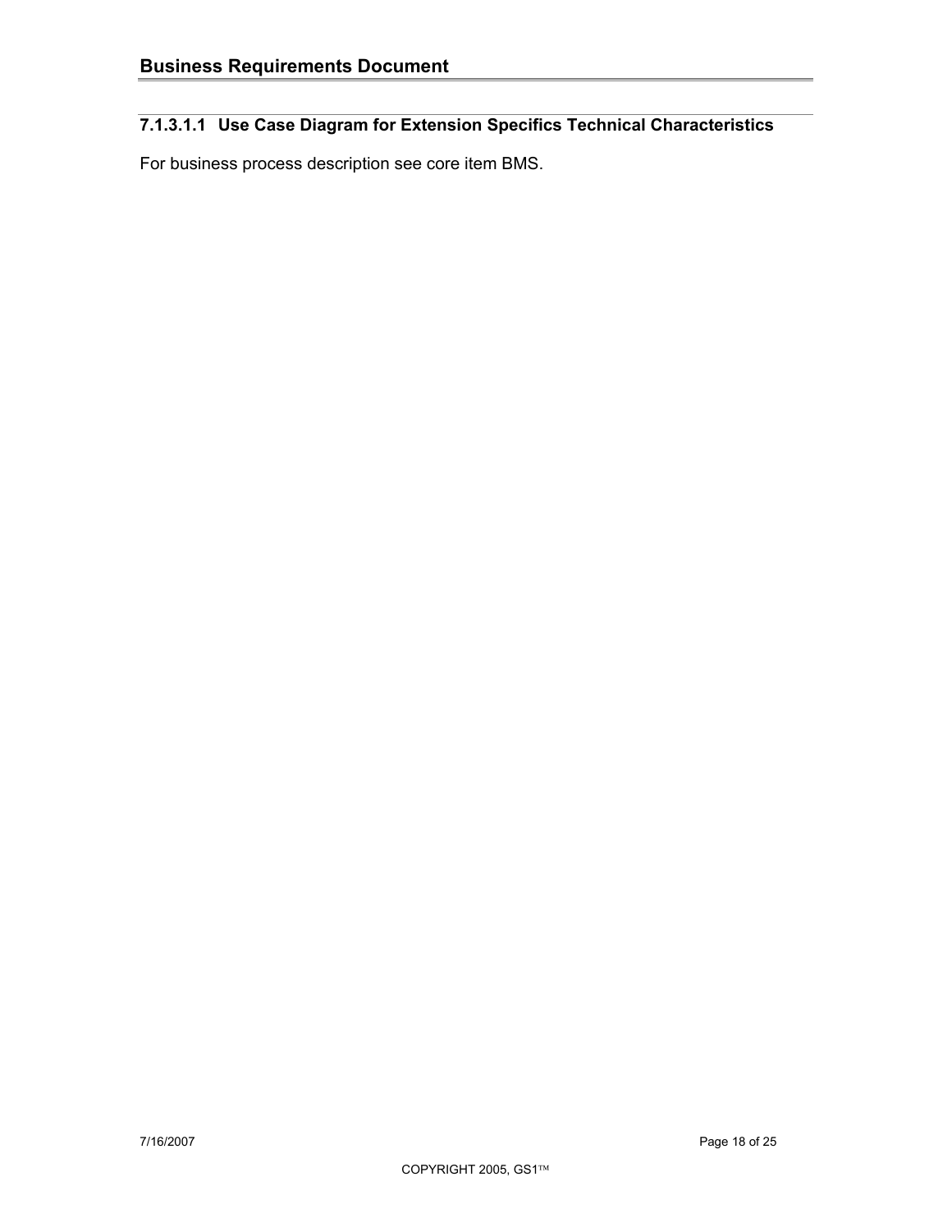#### 7.1.3.1.1 Use Case Diagram for Extension Specifics Technical Characteristics

For business process description see core item BMS.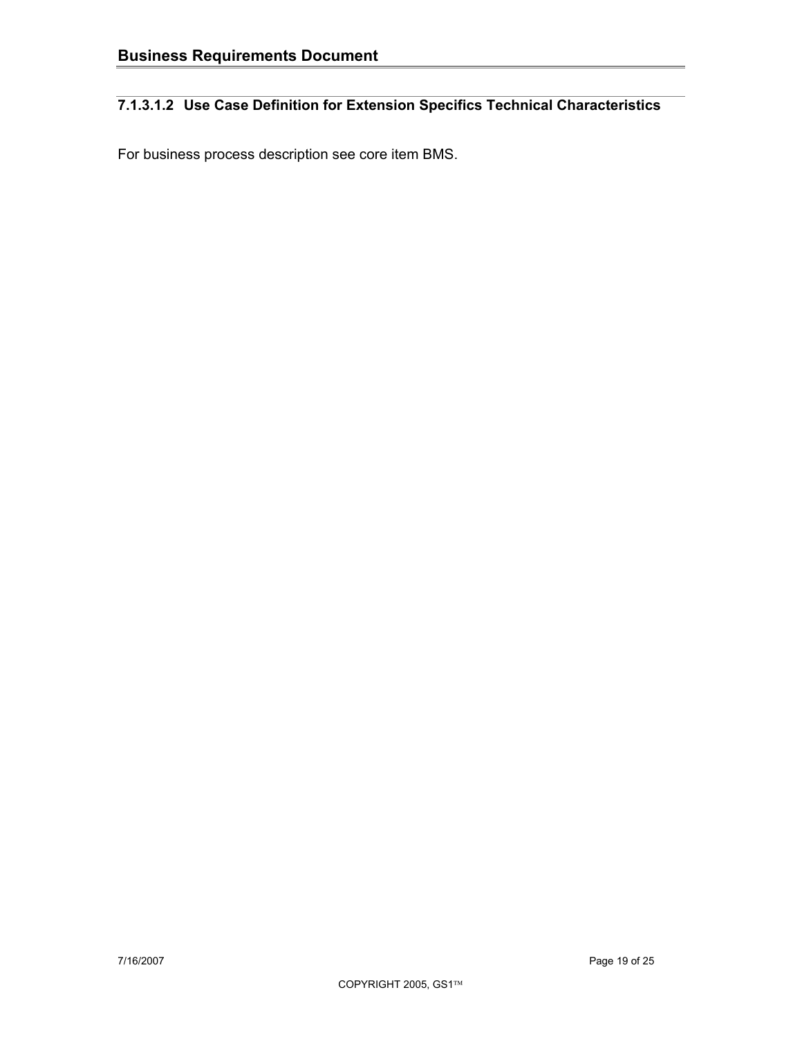#### 7.1.3.1.2 Use Case Definition for Extension Specifics Technical Characteristics

For business process description see core item BMS.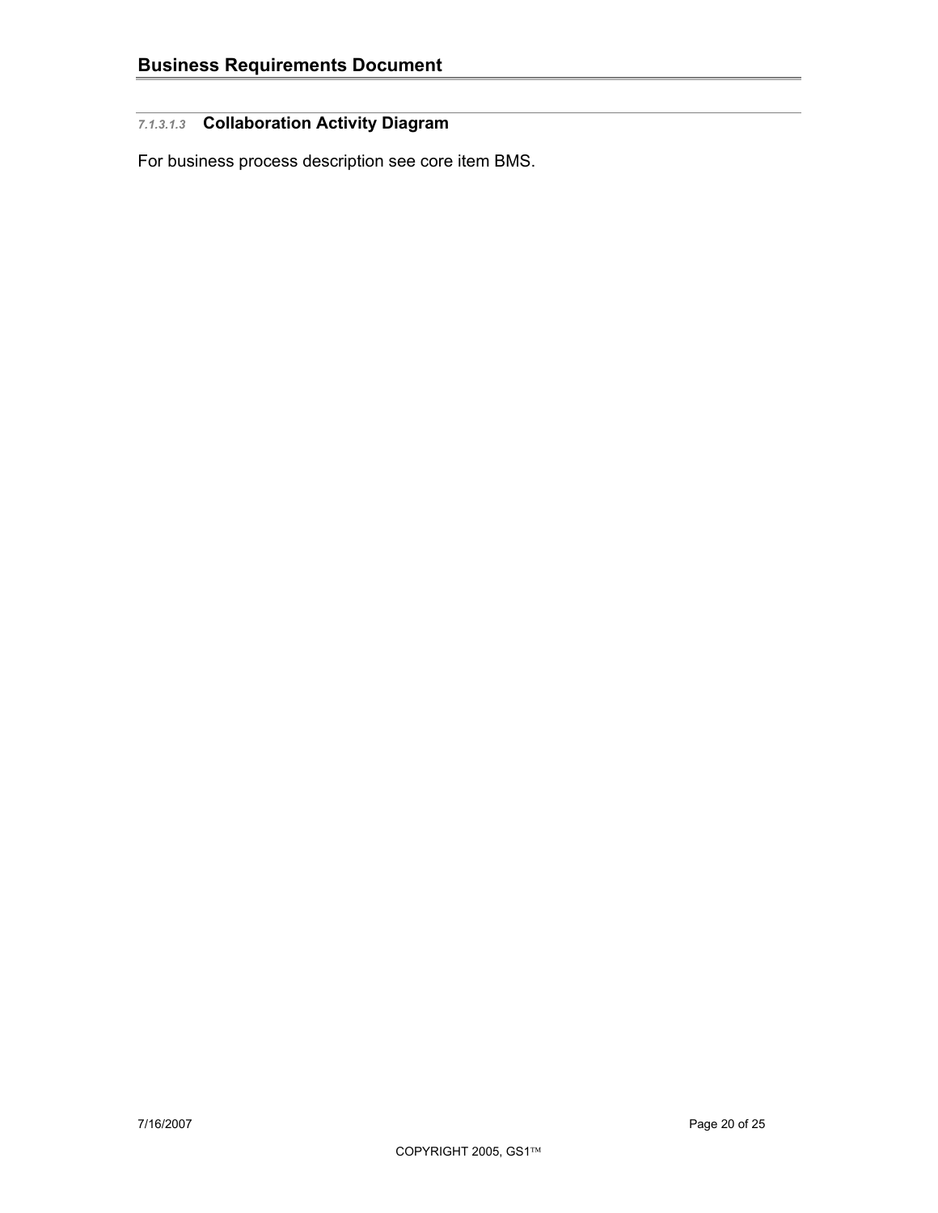##### 7.1.3.1.3 Collaboration Activity Diagram

For business process description see core item BMS.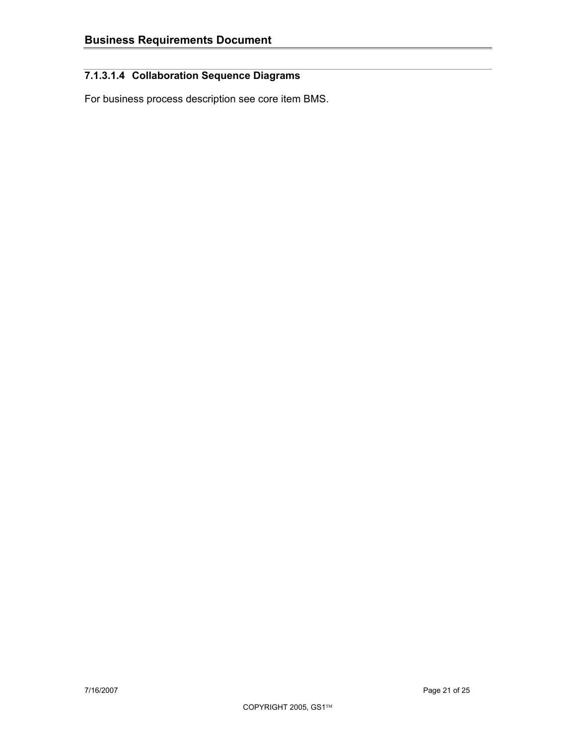#### 7.1.3.1.4 Collaboration Sequence Diagrams

For business process description see core item BMS.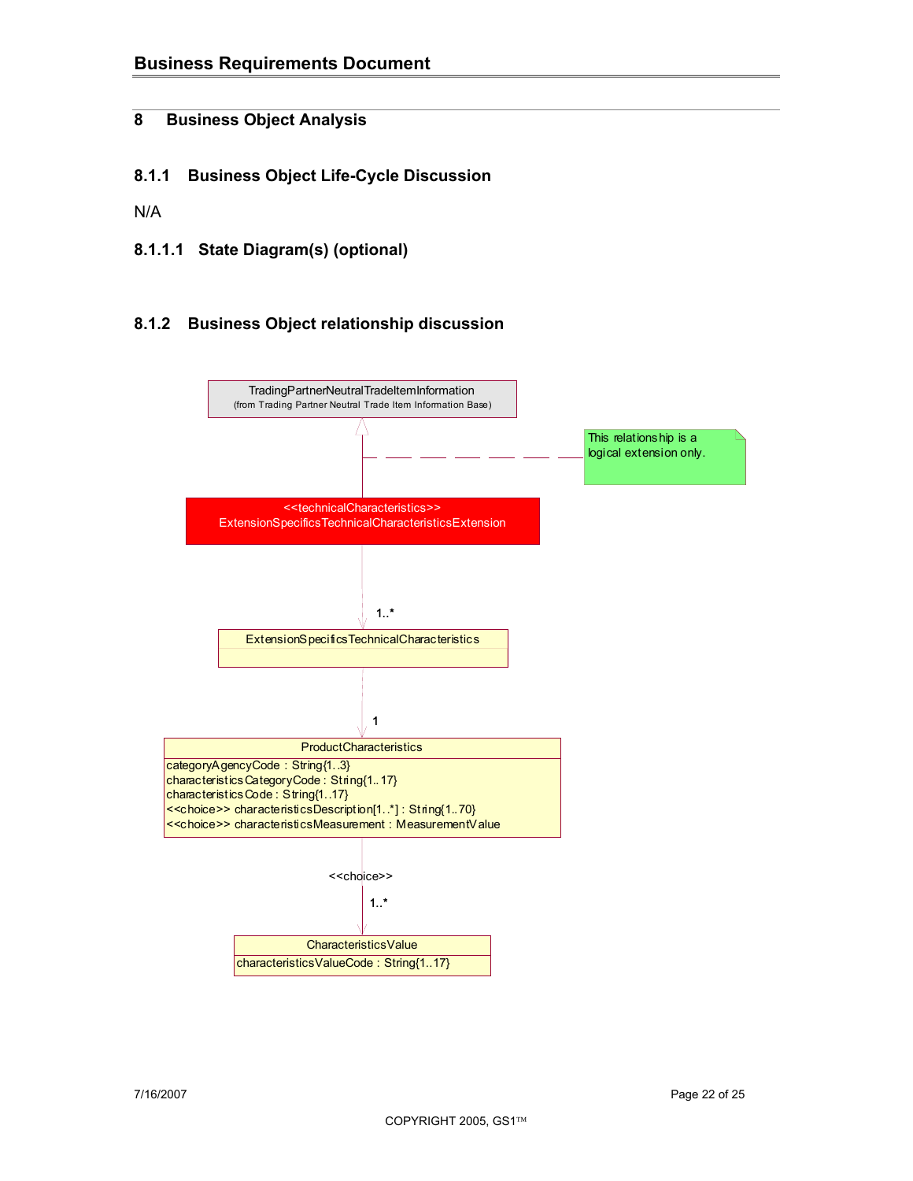# 8 Business Object Analysis

## 8.1.1 Business Object Life-Cycle Discussion

N/A

### 8.1.1.1 State Diagram(s) (optional)

## 8.1.2 Business Object relationship discussion

TradingPartnerNeutralTradeItemInformation
(from Trading Partner Neutral Trade Item Information Base)

This relationship is a logical extension only.

<<technicalCharacteristics>>
ExtensionSpecificsTechnicalCharacteristicsExtension

1..*

ExtensionSpecificsTechnicalCharacteristics

1

ProductCharacteristics
categoryAgencyCode : String{1..3}
characteristicsCategoryCode : String{1.. 17}
characteristicsCode : String{1..17}
<<choice>> characteristicsDescription[1..*] : String{1..70}
<<choice>> characteristicsMeasurement : MeasurementValue

<<choice>>
1..*

CharacteristicsValue
characteristicsValueCode : String{1..17}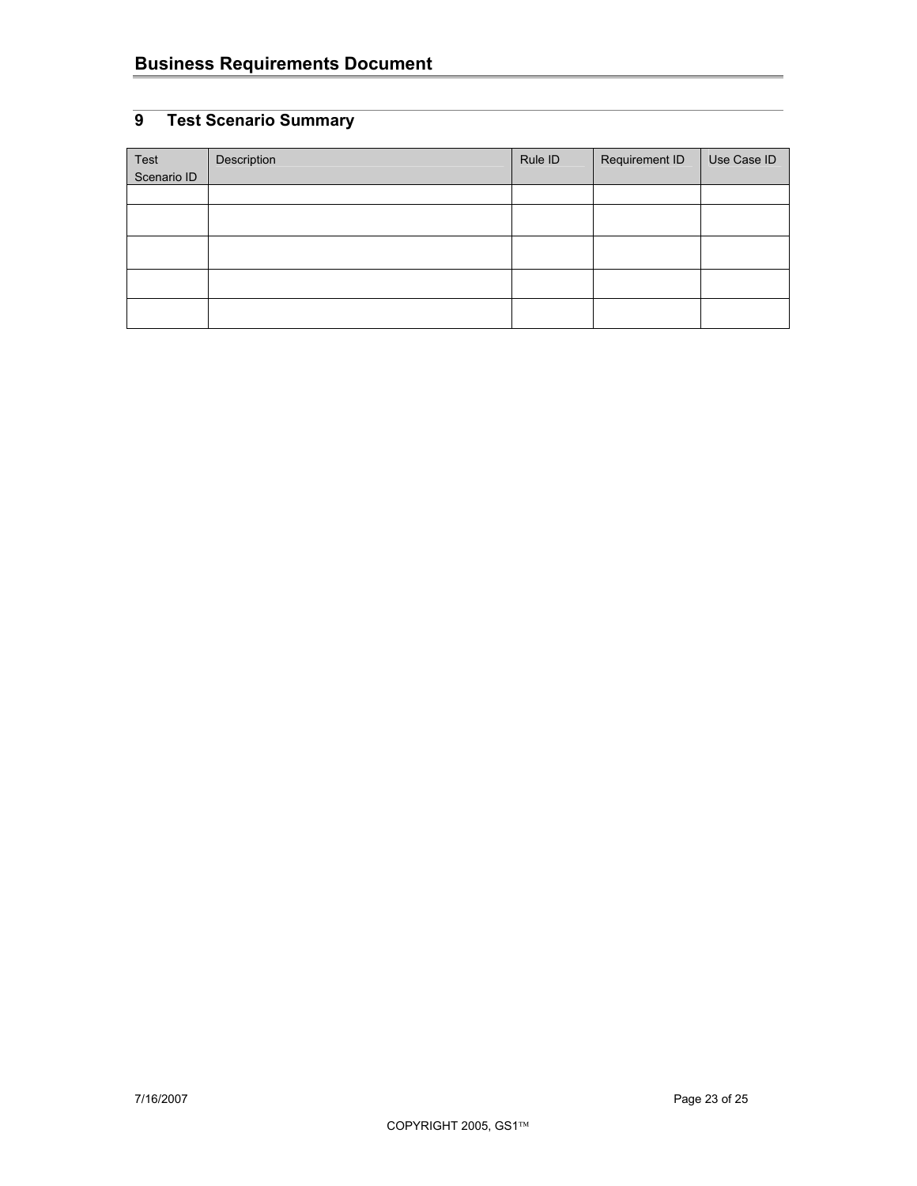## 9 Test Scenario Summary

| Test Scenario ID | Description | Rule ID | Requirement ID | Use Case ID |
|---|---|---|---|---|
| | | | | |
| | | | | |
| | | | | |
| | | | | |
| | | | | |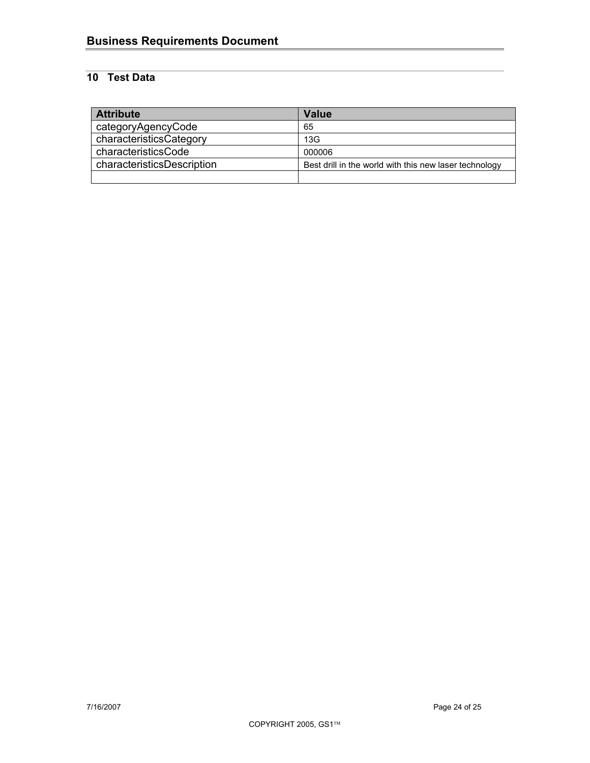## 10 Test Data

| Attribute | Value |
|---|---|
| categoryAgencyCode | 65 |
| characteristicsCategory | 13G |
| characteristicsCode | 000006 |
| characteristicsDescription | Best drill in the world with this new laser technology |
| | |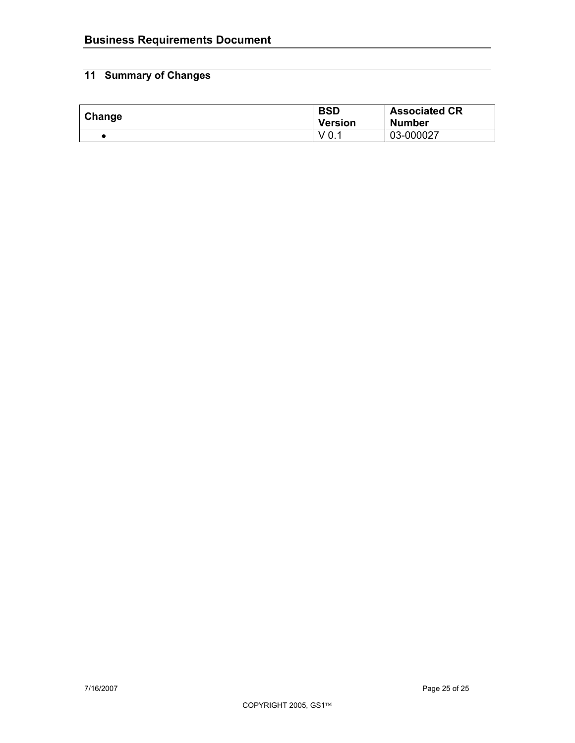## 11 Summary of Changes

| Change | BSD Version | Associated CR Number |
| --- | --- | --- |
| • | V 0.1 | 03-000027 |